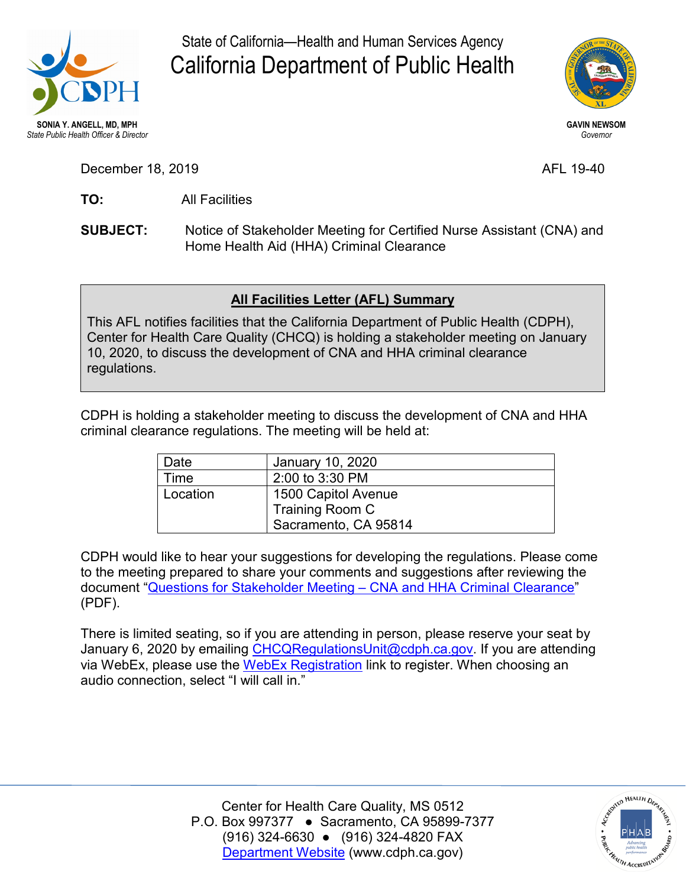State of California—Health and Human Services Agency

# California Department of Public Health

**SONIA Y. ANGELL, MD, MPH**
*State Public Health Officer & Director*

**GAVIN NEWSOM**
*Governor*

December 18, 2019

AFL 19-40

**TO:** All Facilities

**SUBJECT:** Notice of Stakeholder Meeting for Certified Nurse Assistant (CNA) and Home Health Aid (HHA) Criminal Clearance

## All Facilities Letter (AFL) Summary

This AFL notifies facilities that the California Department of Public Health (CDPH), Center for Health Care Quality (CHCQ) is holding a stakeholder meeting on January 10, 2020, to discuss the development of CNA and HHA criminal clearance regulations.

CDPH is holding a stakeholder meeting to discuss the development of CNA and HHA criminal clearance regulations. The meeting will be held at:

| Date | January 10, 2020 |
|---|---|
| Time | 2:00 to 3:30 PM |
| Location | 1500 Capitol Avenue<br>Training Room C<br>Sacramento, CA 95814 |

CDPH would like to hear your suggestions for developing the regulations. Please come to the meeting prepared to share your comments and suggestions after reviewing the document "Questions for Stakeholder Meeting – CNA and HHA Criminal Clearance" (PDF).

There is limited seating, so if you are attending in person, please reserve your seat by January 6, 2020 by emailing CHCQRegulationsUnit@cdph.ca.gov. If you are attending via WebEx, please use the WebEx Registration link to register. When choosing an audio connection, select "I will call in."

Center for Health Care Quality, MS 0512
P.O. Box 997377 ● Sacramento, CA 95899-7377
(916) 324-6630 ● (916) 324-4820 FAX
Department Website (www.cdph.ca.gov)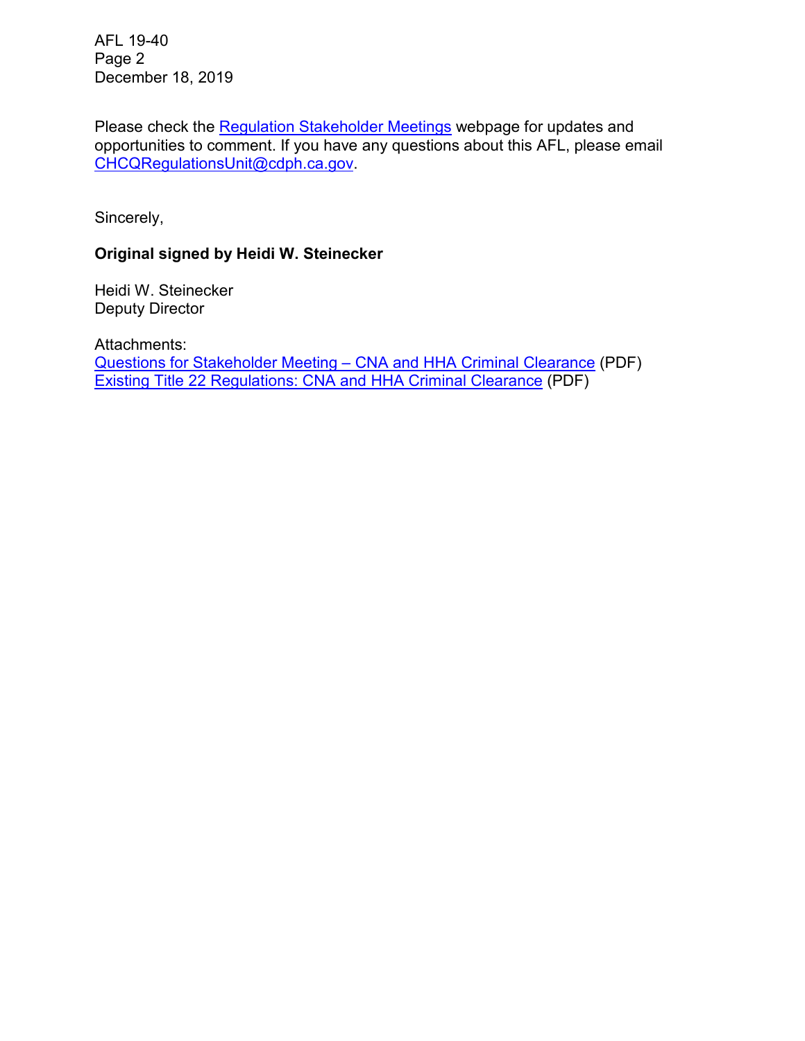Please check the Regulation Stakeholder Meetings webpage for updates and opportunities to comment. If you have any questions about this AFL, please email CHCQRegulationsUnit@cdph.ca.gov.

Sincerely,

**Original signed by Heidi W. Steinecker**

Heidi W. Steinecker
Deputy Director

Attachments:
Questions for Stakeholder Meeting – CNA and HHA Criminal Clearance (PDF)
Existing Title 22 Regulations: CNA and HHA Criminal Clearance (PDF)